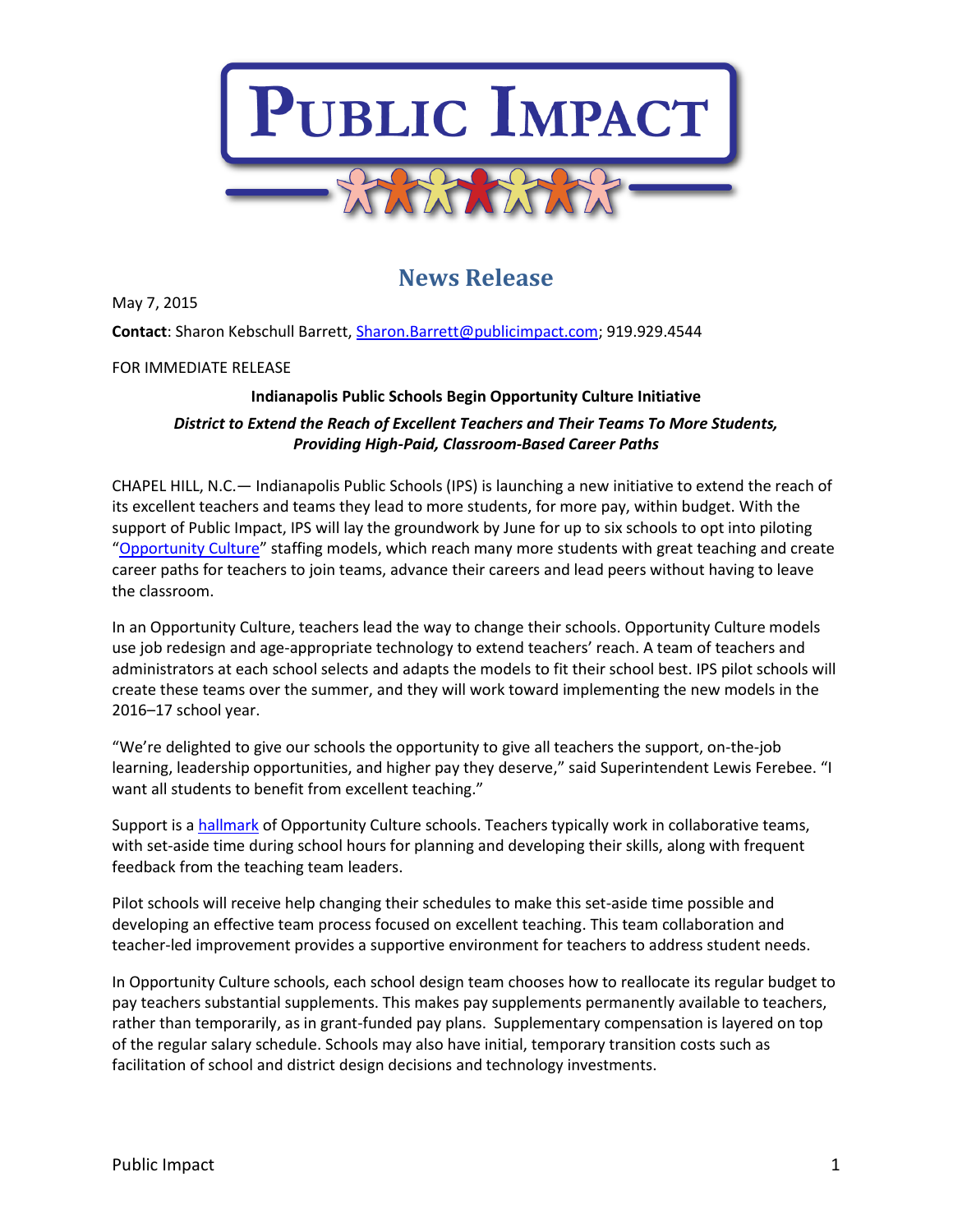# PUBLIC IMPACT

## News Release

May 7, 2015

**Contact**: Sharon Kebschull Barrett, Sharon.Barrett@publicimpact.com; 919.929.4544

FOR IMMEDIATE RELEASE

**Indianapolis Public Schools Begin Opportunity Culture Initiative**

***District to Extend the Reach of Excellent Teachers and Their Teams To More Students, Providing High-Paid, Classroom-Based Career Paths***

CHAPEL HILL, N.C.— Indianapolis Public Schools (IPS) is launching a new initiative to extend the reach of its excellent teachers and teams they lead to more students, for more pay, within budget. With the support of Public Impact, IPS will lay the groundwork by June for up to six schools to opt into piloting "Opportunity Culture" staffing models, which reach many more students with great teaching and create career paths for teachers to join teams, advance their careers and lead peers without having to leave the classroom.

In an Opportunity Culture, teachers lead the way to change their schools. Opportunity Culture models use job redesign and age-appropriate technology to extend teachers' reach. A team of teachers and administrators at each school selects and adapts the models to fit their school best. IPS pilot schools will create these teams over the summer, and they will work toward implementing the new models in the 2016–17 school year.

"We're delighted to give our schools the opportunity to give all teachers the support, on-the-job learning, leadership opportunities, and higher pay they deserve," said Superintendent Lewis Ferebee. "I want all students to benefit from excellent teaching."

Support is a hallmark of Opportunity Culture schools. Teachers typically work in collaborative teams, with set-aside time during school hours for planning and developing their skills, along with frequent feedback from the teaching team leaders.

Pilot schools will receive help changing their schedules to make this set-aside time possible and developing an effective team process focused on excellent teaching. This team collaboration and teacher-led improvement provides a supportive environment for teachers to address student needs.

In Opportunity Culture schools, each school design team chooses how to reallocate its regular budget to pay teachers substantial supplements. This makes pay supplements permanently available to teachers, rather than temporarily, as in grant-funded pay plans. Supplementary compensation is layered on top of the regular salary schedule. Schools may also have initial, temporary transition costs such as facilitation of school and district design decisions and technology investments.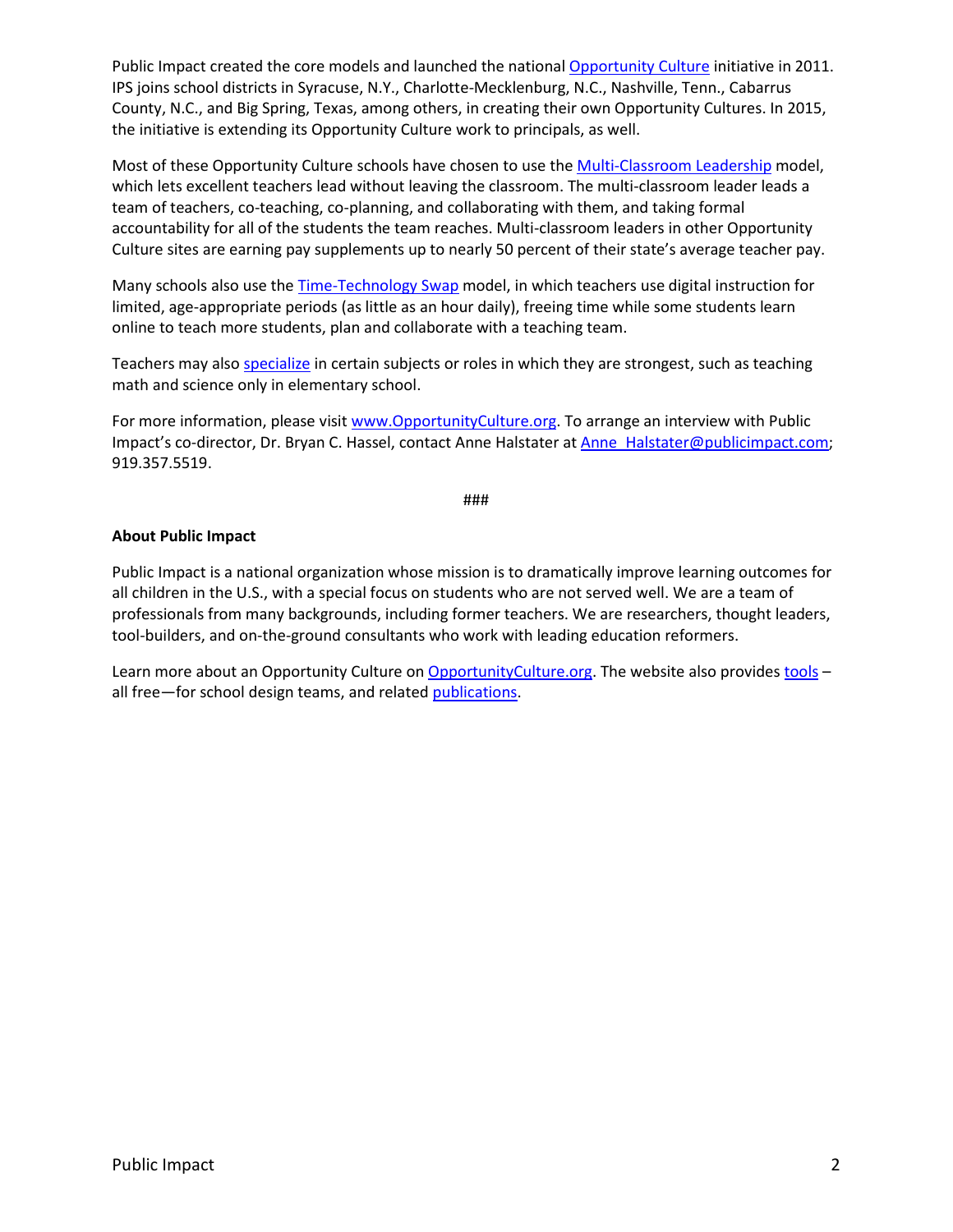Public Impact created the core models and launched the national [Opportunity Culture](#) initiative in 2011. IPS joins school districts in Syracuse, N.Y., Charlotte-Mecklenburg, N.C., Nashville, Tenn., Cabarrus County, N.C., and Big Spring, Texas, among others, in creating their own Opportunity Cultures. In 2015, the initiative is extending its Opportunity Culture work to principals, as well.

Most of these Opportunity Culture schools have chosen to use the [Multi-Classroom Leadership](#) model, which lets excellent teachers lead without leaving the classroom. The multi-classroom leader leads a team of teachers, co-teaching, co-planning, and collaborating with them, and taking formal accountability for all of the students the team reaches. Multi-classroom leaders in other Opportunity Culture sites are earning pay supplements up to nearly 50 percent of their state's average teacher pay.

Many schools also use the [Time-Technology Swap](#) model, in which teachers use digital instruction for limited, age-appropriate periods (as little as an hour daily), freeing time while some students learn online to teach more students, plan and collaborate with a teaching team.

Teachers may also [specialize](#) in certain subjects or roles in which they are strongest, such as teaching math and science only in elementary school.

For more information, please visit www.OpportunityCulture.org. To arrange an interview with Public Impact's co-director, Dr. Bryan C. Hassel, contact Anne Halstater at Anne_Halstater@publicimpact.com; 919.357.5519.

###

**About Public Impact**

Public Impact is a national organization whose mission is to dramatically improve learning outcomes for all children in the U.S., with a special focus on students who are not served well. We are a team of professionals from many backgrounds, including former teachers. We are researchers, thought leaders, tool-builders, and on-the-ground consultants who work with leading education reformers.

Learn more about an Opportunity Culture on [OpportunityCulture.org](#). The website also provides [tools](#) – all free—for school design teams, and related [publications](#).